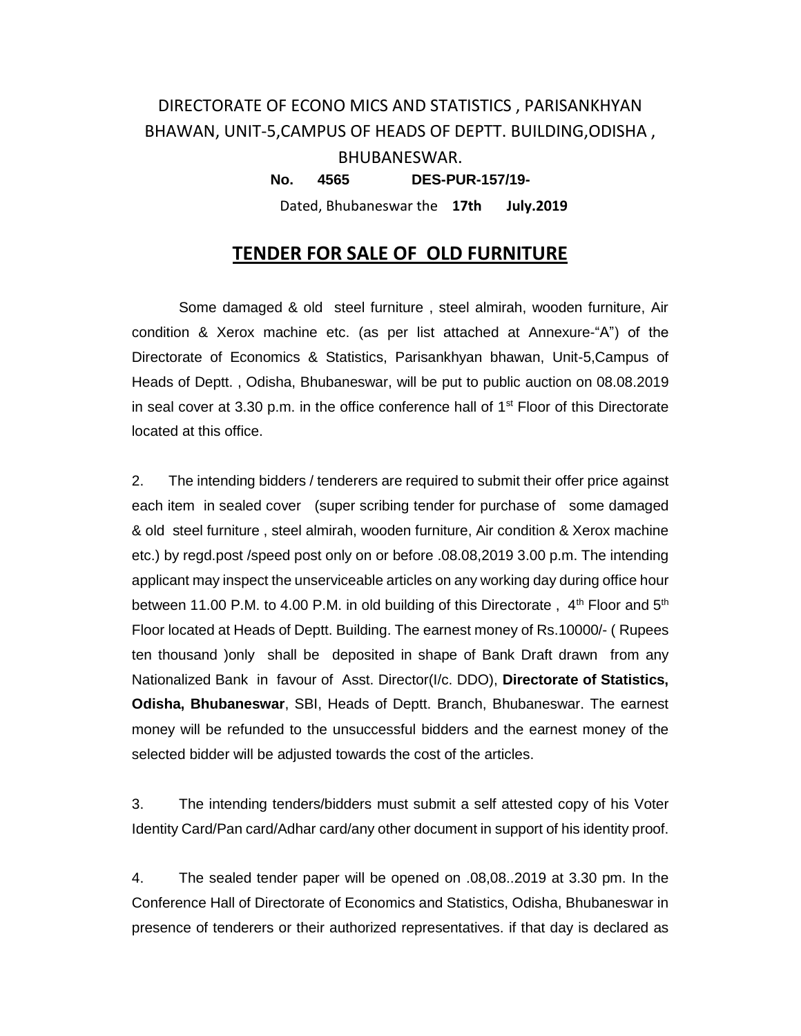DIRECTORATE OF ECONO MICS AND STATISTICS , PARISANKHYAN BHAWAN, UNIT-5,CAMPUS OF HEADS OF DEPTT. BUILDING,ODISHA , BHUBANESWAR.

**No. 4565 DES-PUR-157/19-**

Dated, Bhubaneswar the **17th July.2019**

## TENDER FOR SALE OF OLD FURNITURE

Some damaged & old steel furniture , steel almirah, wooden furniture, Air condition & Xerox machine etc. (as per list attached at Annexure-"A") of the Directorate of Economics & Statistics, Parisankhyan bhawan, Unit-5,Campus of Heads of Deptt. , Odisha, Bhubaneswar, will be put to public auction on 08.08.2019 in seal cover at 3.30 p.m. in the office conference hall of 1st Floor of this Directorate located at this office.

2. The intending bidders / tenderers are required to submit their offer price against each item in sealed cover (super scribing tender for purchase of some damaged & old steel furniture , steel almirah, wooden furniture, Air condition & Xerox machine etc.) by regd.post /speed post only on or before .08.08,2019 3.00 p.m. The intending applicant may inspect the unserviceable articles on any working day during office hour between 11.00 P.M. to 4.00 P.M. in old building of this Directorate , 4th Floor and 5th Floor located at Heads of Deptt. Building. The earnest money of Rs.10000/- ( Rupees ten thousand )only shall be deposited in shape of Bank Draft drawn from any Nationalized Bank in favour of Asst. Director(I/c. DDO), **Directorate of Statistics, Odisha, Bhubaneswar**, SBI, Heads of Deptt. Branch, Bhubaneswar. The earnest money will be refunded to the unsuccessful bidders and the earnest money of the selected bidder will be adjusted towards the cost of the articles.

3. The intending tenders/bidders must submit a self attested copy of his Voter Identity Card/Pan card/Adhar card/any other document in support of his identity proof.

4. The sealed tender paper will be opened on .08,08..2019 at 3.30 pm. In the Conference Hall of Directorate of Economics and Statistics, Odisha, Bhubaneswar in presence of tenderers or their authorized representatives. if that day is declared as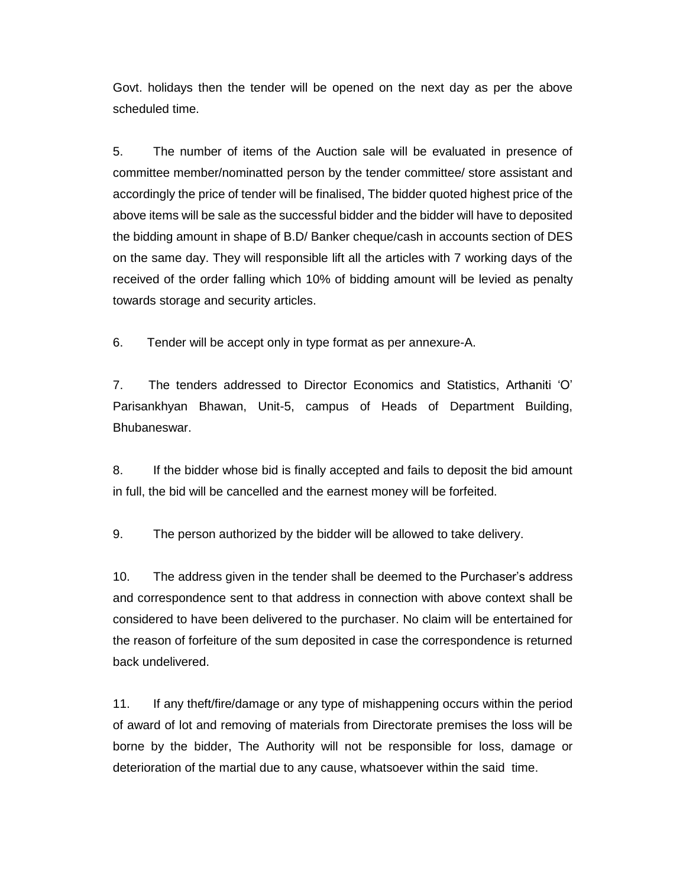Govt. holidays then the tender will be opened on the next day as per the above scheduled time.

5. The number of items of the Auction sale will be evaluated in presence of committee member/nominatted person by the tender committee/ store assistant and accordingly the price of tender will be finalised, The bidder quoted highest price of the above items will be sale as the successful bidder and the bidder will have to deposited the bidding amount in shape of B.D/ Banker cheque/cash in accounts section of DES on the same day. They will responsible lift all the articles with 7 working days of the received of the order falling which 10% of bidding amount will be levied as penalty towards storage and security articles.

6. Tender will be accept only in type format as per annexure-A.

7. The tenders addressed to Director Economics and Statistics, Arthaniti 'O' Parisankhyan Bhawan, Unit-5, campus of Heads of Department Building, Bhubaneswar.

8. If the bidder whose bid is finally accepted and fails to deposit the bid amount in full, the bid will be cancelled and the earnest money will be forfeited.

9. The person authorized by the bidder will be allowed to take delivery.

10. The address given in the tender shall be deemed to the Purchaser's address and correspondence sent to that address in connection with above context shall be considered to have been delivered to the purchaser. No claim will be entertained for the reason of forfeiture of the sum deposited in case the correspondence is returned back undelivered.

11. If any theft/fire/damage or any type of mishappening occurs within the period of award of lot and removing of materials from Directorate premises the loss will be borne by the bidder, The Authority will not be responsible for loss, damage or deterioration of the martial due to any cause, whatsoever within the said time.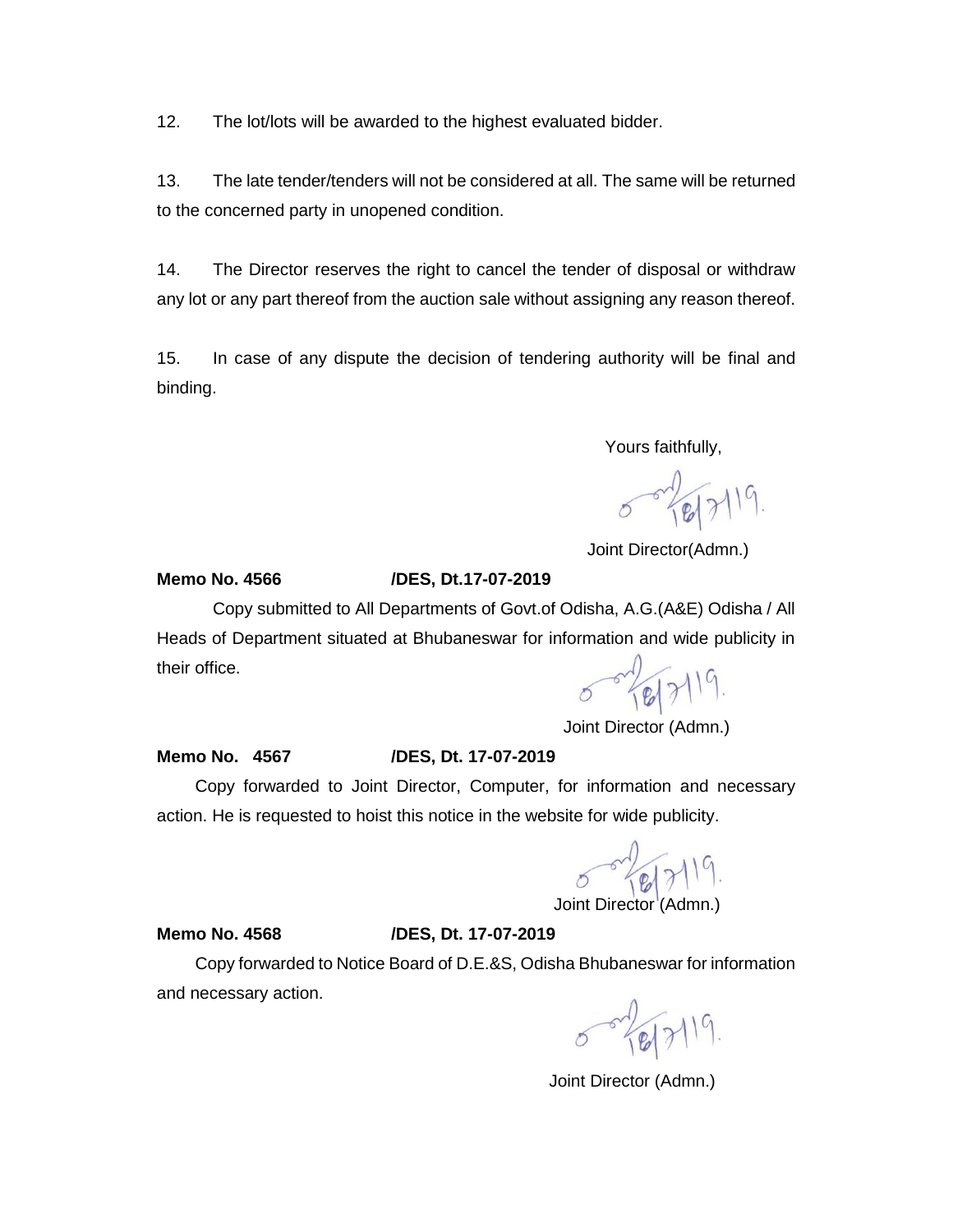12. The lot/lots will be awarded to the highest evaluated bidder.

13. The late tender/tenders will not be considered at all. The same will be returned to the concerned party in unopened condition.

14. The Director reserves the right to cancel the tender of disposal or withdraw any lot or any part thereof from the auction sale without assigning any reason thereof.

15. In case of any dispute the decision of tendering authority will be final and binding.

Yours faithfully,

Sd/- 18/7/19.

Joint Director(Admn.)

**Memo No. 4566 /DES, Dt.17-07-2019**

Copy submitted to All Departments of Govt.of Odisha, A.G.(A&E) Odisha / All Heads of Department situated at Bhubaneswar for information and wide publicity in their office.

Sd/- 18/7/19.

Joint Director (Admn.)

**Memo No. 4567 /DES, Dt. 17-07-2019**

Copy forwarded to Joint Director, Computer, for information and necessary action. He is requested to hoist this notice in the website for wide publicity.

Sd/- 18/7/19.

Joint Director (Admn.)

**Memo No. 4568 /DES, Dt. 17-07-2019**

Copy forwarded to Notice Board of D.E.&S, Odisha Bhubaneswar for information and necessary action.

Sd/- 18/7/19.

Joint Director (Admn.)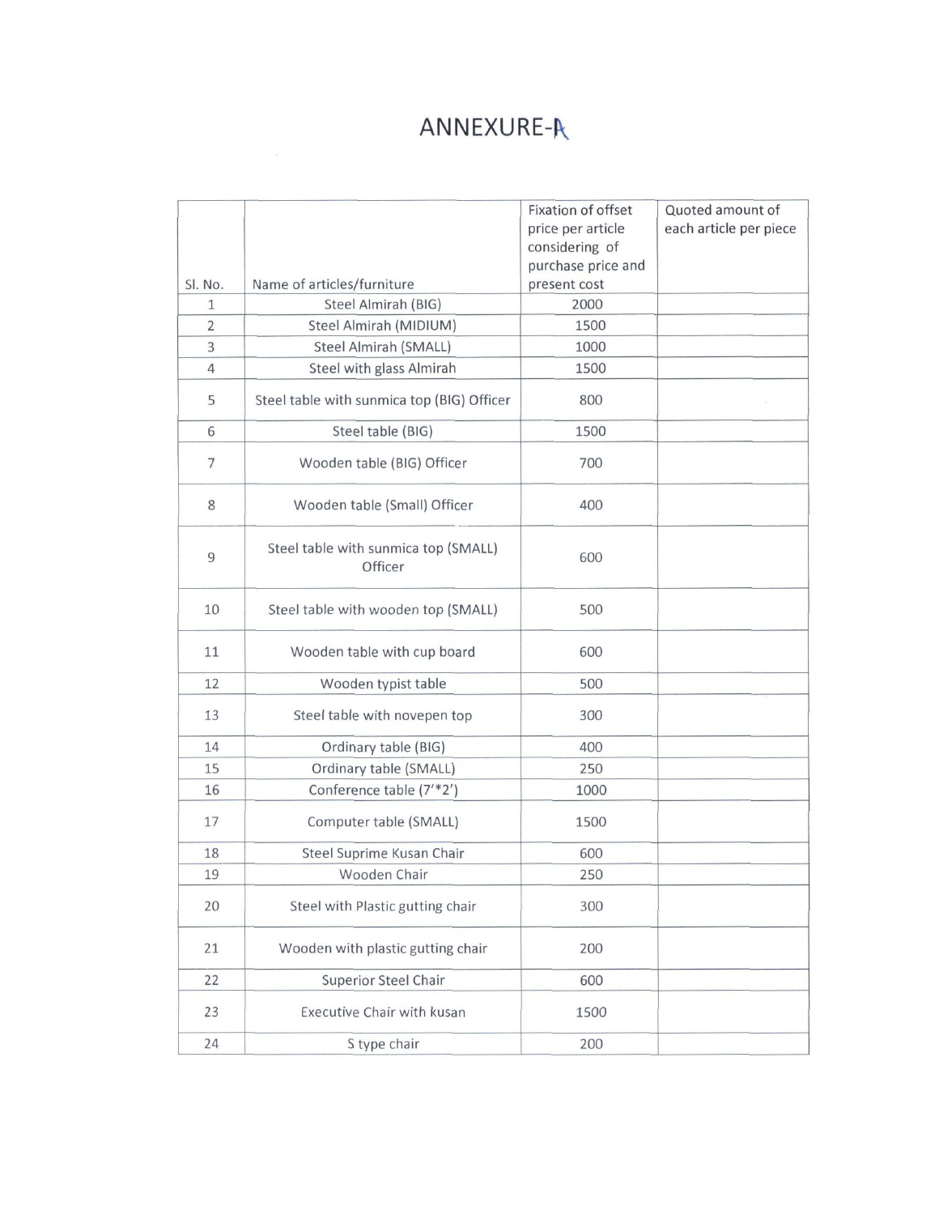# ANNEXURE-A

| Sl. No. | Name of articles/furniture | Fixation of offset price per article considering of purchase price and present cost | Quoted amount of each article per piece |
|---|---|---|---|
| 1 | Steel Almirah (BIG) | 2000 | |
| 2 | Steel Almirah (MIDIUM) | 1500 | |
| 3 | Steel Almirah (SMALL) | 1000 | |
| 4 | Steel with glass Almirah | 1500 | |
| 5 | Steel table with sunmica top (BIG) Officer | 800 | |
| 6 | Steel table (BIG) | 1500 | |
| 7 | Wooden table (BIG) Officer | 700 | |
| 8 | Wooden table (Small) Officer | 400 | |
| 9 | Steel table with sunmica top (SMALL) Officer | 600 | |
| 10 | Steel table with wooden top (SMALL) | 500 | |
| 11 | Wooden table with cup board | 600 | |
| 12 | Wooden typist table | 500 | |
| 13 | Steel table with novepen top | 300 | |
| 14 | Ordinary table (BIG) | 400 | |
| 15 | Ordinary table (SMALL) | 250 | |
| 16 | Conference table (7'*2') | 1000 | |
| 17 | Computer table (SMALL) | 1500 | |
| 18 | Steel Suprime Kusan Chair | 600 | |
| 19 | Wooden Chair | 250 | |
| 20 | Steel with Plastic gutting chair | 300 | |
| 21 | Wooden with plastic gutting chair | 200 | |
| 22 | Superior Steel Chair | 600 | |
| 23 | Executive Chair with kusan | 1500 | |
| 24 | S type chair | 200 | |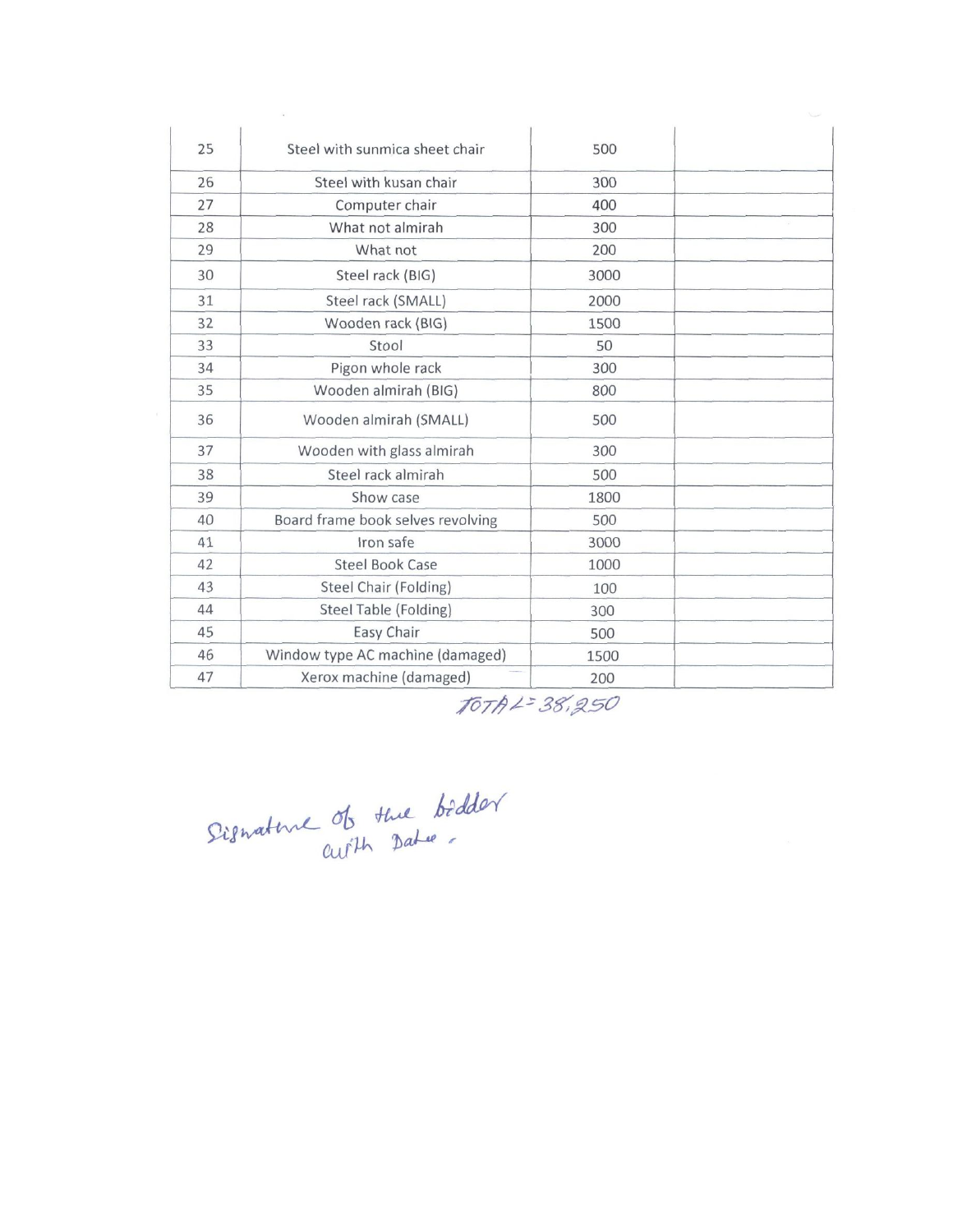| | | | |
|---|---|---|---|
| 25 | Steel with sunmica sheet chair | 500 | |
| 26 | Steel with kusan chair | 300 | |
| 27 | Computer chair | 400 | |
| 28 | What not almirah | 300 | |
| 29 | What not | 200 | |
| 30 | Steel rack (BIG) | 3000 | |
| 31 | Steel rack (SMALL) | 2000 | |
| 32 | Wooden rack (BIG) | 1500 | |
| 33 | Stool | 50 | |
| 34 | Pigon whole rack | 300 | |
| 35 | Wooden almirah (BIG) | 800 | |
| 36 | Wooden almirah (SMALL) | 500 | |
| 37 | Wooden with glass almirah | 300 | |
| 38 | Steel rack almirah | 500 | |
| 39 | Show case | 1800 | |
| 40 | Board frame book selves revolving | 500 | |
| 41 | Iron safe | 3000 | |
| 42 | Steel Book Case | 1000 | |
| 43 | Steel Chair (Folding) | 100 | |
| 44 | Steel Table (Folding) | 300 | |
| 45 | Easy Chair | 500 | |
| 46 | Window type AC machine (damaged) | 1500 | |
| 47 | Xerox machine (damaged) | 200 | |

TOTAL= 38,250

Signature of the bidder with Date.